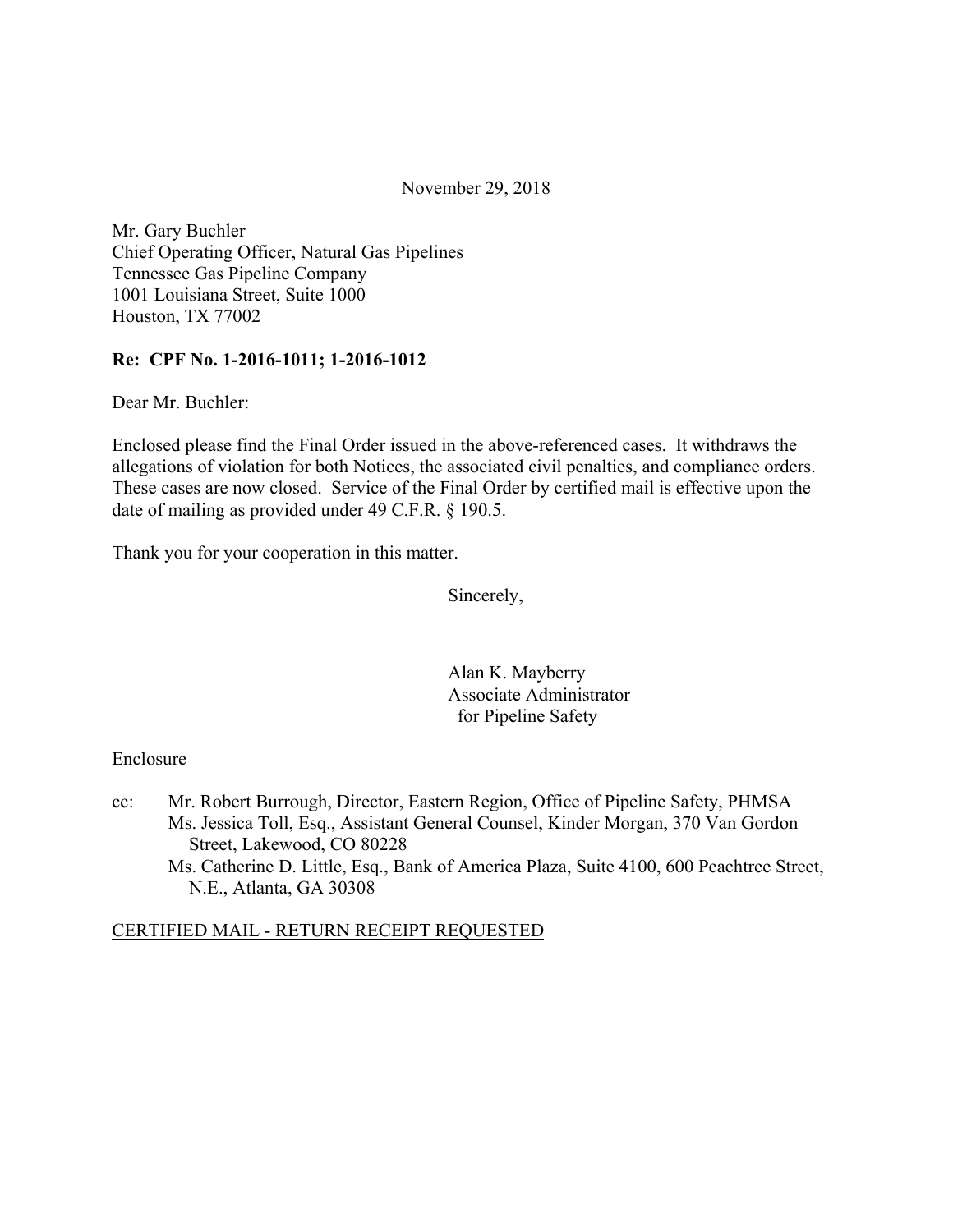November 29, 2018

Mr. Gary Buchler
Chief Operating Officer, Natural Gas Pipelines
Tennessee Gas Pipeline Company
1001 Louisiana Street, Suite 1000
Houston, TX 77002

**Re: CPF No. 1-2016-1011; 1-2016-1012**

Dear Mr. Buchler:

Enclosed please find the Final Order issued in the above-referenced cases. It withdraws the allegations of violation for both Notices, the associated civil penalties, and compliance orders. These cases are now closed. Service of the Final Order by certified mail is effective upon the date of mailing as provided under 49 C.F.R. § 190.5.

Thank you for your cooperation in this matter.

Sincerely,

Alan K. Mayberry
Associate Administrator
for Pipeline Safety

Enclosure

cc: Mr. Robert Burrough, Director, Eastern Region, Office of Pipeline Safety, PHMSA
Ms. Jessica Toll, Esq., Assistant General Counsel, Kinder Morgan, 370 Van Gordon Street, Lakewood, CO 80228
Ms. Catherine D. Little, Esq., Bank of America Plaza, Suite 4100, 600 Peachtree Street, N.E., Atlanta, GA 30308

CERTIFIED MAIL - RETURN RECEIPT REQUESTED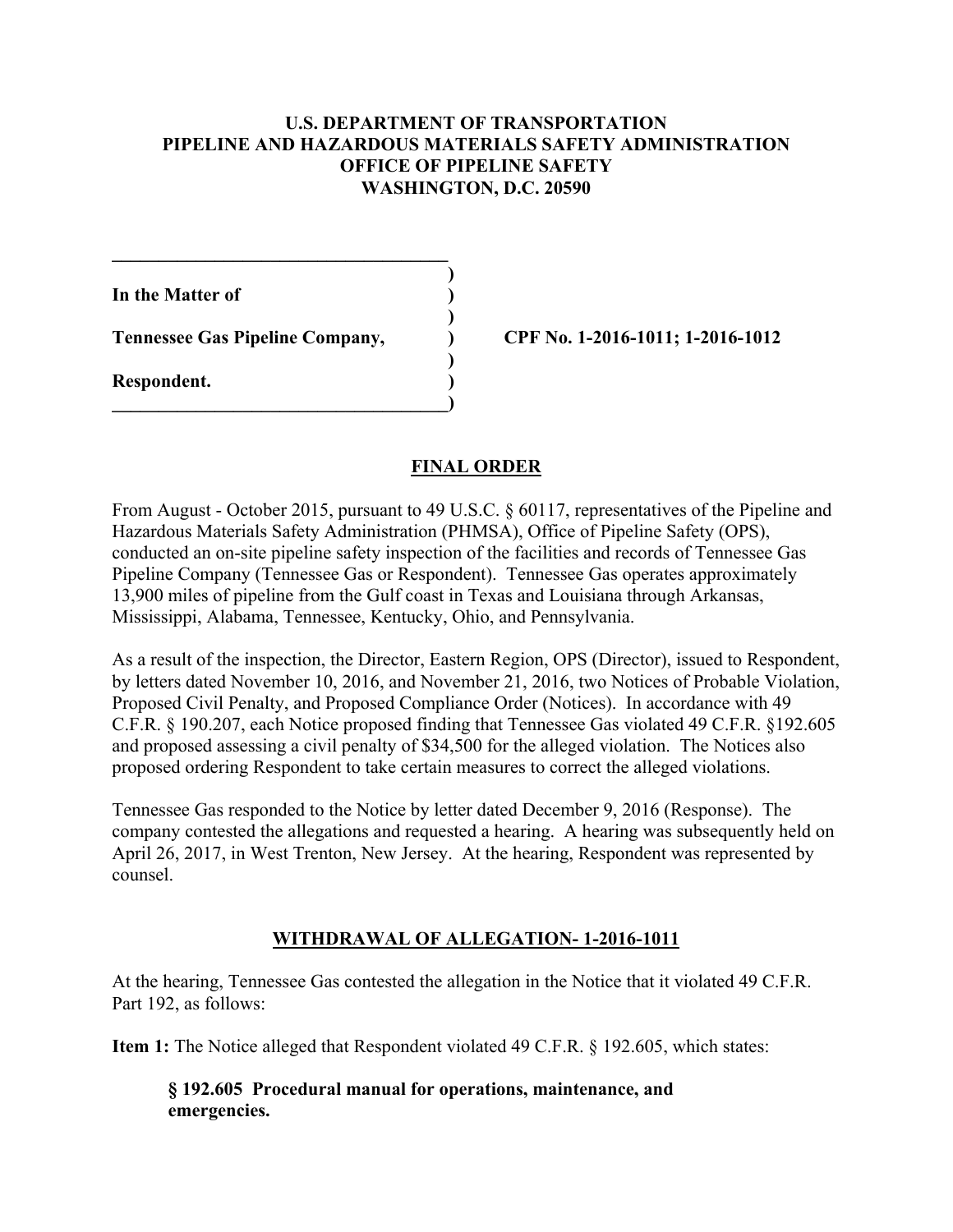**U.S. DEPARTMENT OF TRANSPORTATION**
**PIPELINE AND HAZARDOUS MATERIALS SAFETY ADMINISTRATION**
**OFFICE OF PIPELINE SAFETY**
**WASHINGTON, D.C. 20590**

| | | |
|---|---|---|
| **In the Matter of** | ) | |
| | ) | |
| **Tennessee Gas Pipeline Company,** | ) | **CPF No. 1-2016-1011; 1-2016-1012** |
| | ) | |
| **Respondent.** | ) | |

## FINAL ORDER

From August - October 2015, pursuant to 49 U.S.C. § 60117, representatives of the Pipeline and Hazardous Materials Safety Administration (PHMSA), Office of Pipeline Safety (OPS), conducted an on-site pipeline safety inspection of the facilities and records of Tennessee Gas Pipeline Company (Tennessee Gas or Respondent). Tennessee Gas operates approximately 13,900 miles of pipeline from the Gulf coast in Texas and Louisiana through Arkansas, Mississippi, Alabama, Tennessee, Kentucky, Ohio, and Pennsylvania.

As a result of the inspection, the Director, Eastern Region, OPS (Director), issued to Respondent, by letters dated November 10, 2016, and November 21, 2016, two Notices of Probable Violation, Proposed Civil Penalty, and Proposed Compliance Order (Notices). In accordance with 49 C.F.R. § 190.207, each Notice proposed finding that Tennessee Gas violated 49 C.F.R. §192.605 and proposed assessing a civil penalty of $34,500 for the alleged violation. The Notices also proposed ordering Respondent to take certain measures to correct the alleged violations.

Tennessee Gas responded to the Notice by letter dated December 9, 2016 (Response). The company contested the allegations and requested a hearing. A hearing was subsequently held on April 26, 2017, in West Trenton, New Jersey. At the hearing, Respondent was represented by counsel.

## WITHDRAWAL OF ALLEGATION- 1-2016-1011

At the hearing, Tennessee Gas contested the allegation in the Notice that it violated 49 C.F.R. Part 192, as follows:

**Item 1:** The Notice alleged that Respondent violated 49 C.F.R. § 192.605, which states:

> **§ 192.605 Procedural manual for operations, maintenance, and emergencies.**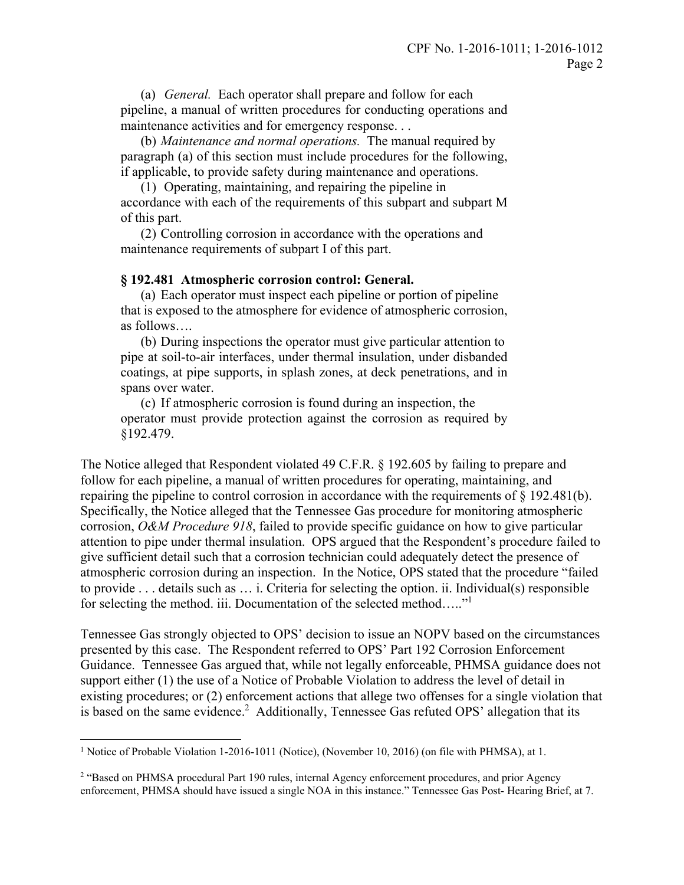(a) *General.* Each operator shall prepare and follow for each pipeline, a manual of written procedures for conducting operations and maintenance activities and for emergency response. . .

(b) *Maintenance and normal operations.* The manual required by paragraph (a) of this section must include procedures for the following, if applicable, to provide safety during maintenance and operations.

(1) Operating, maintaining, and repairing the pipeline in accordance with each of the requirements of this subpart and subpart M of this part.

(2) Controlling corrosion in accordance with the operations and maintenance requirements of subpart I of this part.

**§ 192.481 Atmospheric corrosion control: General.**

(a) Each operator must inspect each pipeline or portion of pipeline that is exposed to the atmosphere for evidence of atmospheric corrosion, as follows….

(b) During inspections the operator must give particular attention to pipe at soil-to-air interfaces, under thermal insulation, under disbanded coatings, at pipe supports, in splash zones, at deck penetrations, and in spans over water.

(c) If atmospheric corrosion is found during an inspection, the operator must provide protection against the corrosion as required by §192.479.

The Notice alleged that Respondent violated 49 C.F.R. § 192.605 by failing to prepare and follow for each pipeline, a manual of written procedures for operating, maintaining, and repairing the pipeline to control corrosion in accordance with the requirements of § 192.481(b). Specifically, the Notice alleged that the Tennessee Gas procedure for monitoring atmospheric corrosion, *O&M Procedure 918*, failed to provide specific guidance on how to give particular attention to pipe under thermal insulation. OPS argued that the Respondent's procedure failed to give sufficient detail such that a corrosion technician could adequately detect the presence of atmospheric corrosion during an inspection. In the Notice, OPS stated that the procedure "failed to provide . . . details such as … i. Criteria for selecting the option. ii. Individual(s) responsible for selecting the method. iii. Documentation of the selected method….."[1]

Tennessee Gas strongly objected to OPS' decision to issue an NOPV based on the circumstances presented by this case. The Respondent referred to OPS' Part 192 Corrosion Enforcement Guidance. Tennessee Gas argued that, while not legally enforceable, PHMSA guidance does not support either (1) the use of a Notice of Probable Violation to address the level of detail in existing procedures; or (2) enforcement actions that allege two offenses for a single violation that is based on the same evidence.[2] Additionally, Tennessee Gas refuted OPS' allegation that its

---

[1] Notice of Probable Violation 1-2016-1011 (Notice), (November 10, 2016) (on file with PHMSA), at 1.

[2] "Based on PHMSA procedural Part 190 rules, internal Agency enforcement procedures, and prior Agency enforcement, PHMSA should have issued a single NOA in this instance." Tennessee Gas Post- Hearing Brief, at 7.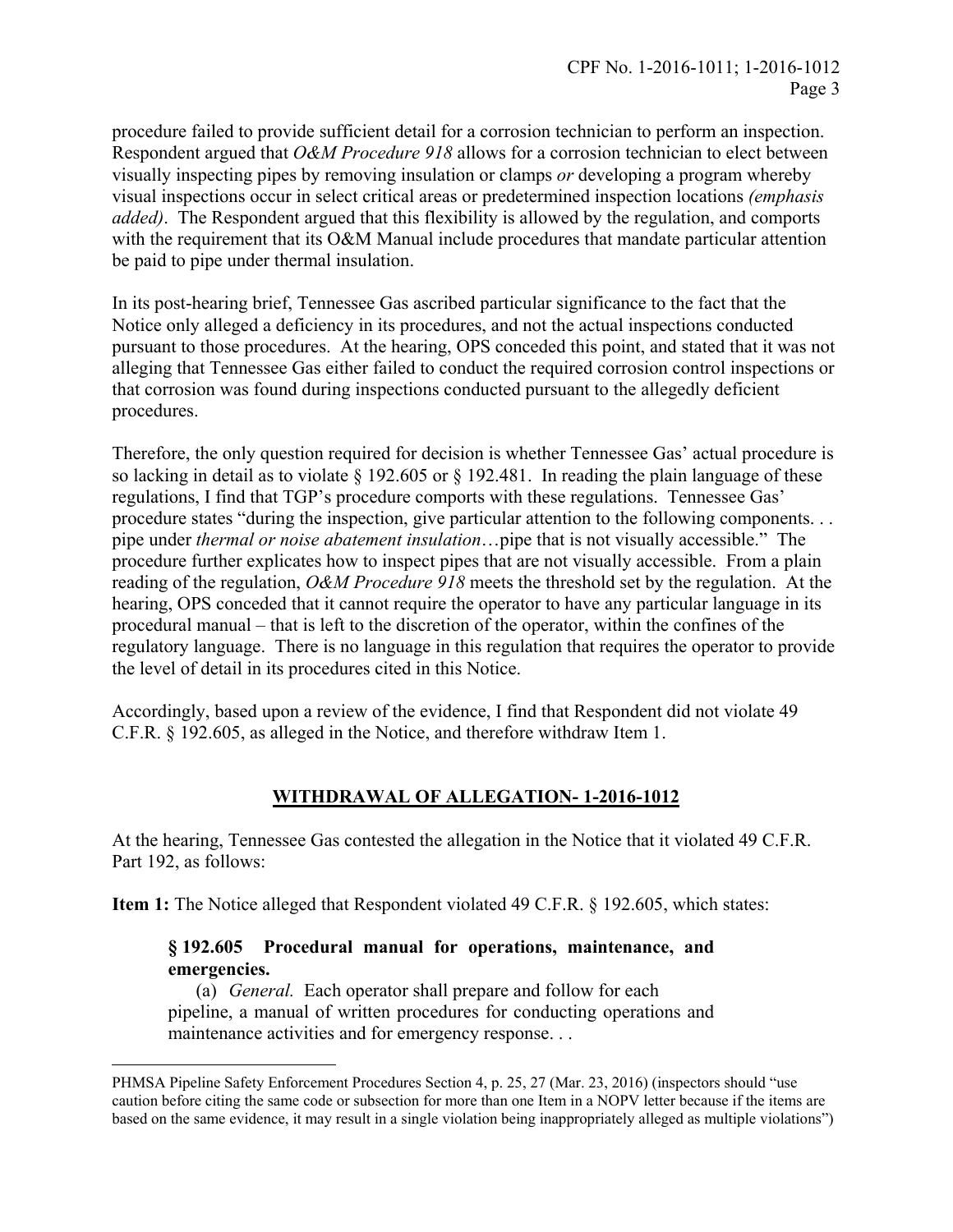procedure failed to provide sufficient detail for a corrosion technician to perform an inspection. Respondent argued that *O&M Procedure 918* allows for a corrosion technician to elect between visually inspecting pipes by removing insulation or clamps *or* developing a program whereby visual inspections occur in select critical areas or predetermined inspection locations *(emphasis added)*. The Respondent argued that this flexibility is allowed by the regulation, and comports with the requirement that its O&M Manual include procedures that mandate particular attention be paid to pipe under thermal insulation.

In its post-hearing brief, Tennessee Gas ascribed particular significance to the fact that the Notice only alleged a deficiency in its procedures, and not the actual inspections conducted pursuant to those procedures. At the hearing, OPS conceded this point, and stated that it was not alleging that Tennessee Gas either failed to conduct the required corrosion control inspections or that corrosion was found during inspections conducted pursuant to the allegedly deficient procedures.

Therefore, the only question required for decision is whether Tennessee Gas' actual procedure is so lacking in detail as to violate § 192.605 or § 192.481. In reading the plain language of these regulations, I find that TGP's procedure comports with these regulations. Tennessee Gas' procedure states "during the inspection, give particular attention to the following components. . . pipe under *thermal or noise abatement insulation*…pipe that is not visually accessible." The procedure further explicates how to inspect pipes that are not visually accessible. From a plain reading of the regulation, *O&M Procedure 918* meets the threshold set by the regulation. At the hearing, OPS conceded that it cannot require the operator to have any particular language in its procedural manual – that is left to the discretion of the operator, within the confines of the regulatory language. There is no language in this regulation that requires the operator to provide the level of detail in its procedures cited in this Notice.

Accordingly, based upon a review of the evidence, I find that Respondent did not violate 49 C.F.R. § 192.605, as alleged in the Notice, and therefore withdraw Item 1.

## WITHDRAWAL OF ALLEGATION- 1-2016-1012

At the hearing, Tennessee Gas contested the allegation in the Notice that it violated 49 C.F.R. Part 192, as follows:

**Item 1:** The Notice alleged that Respondent violated 49 C.F.R. § 192.605, which states:

> **§ 192.605 Procedural manual for operations, maintenance, and emergencies.**
>
> (a) *General.* Each operator shall prepare and follow for each pipeline, a manual of written procedures for conducting operations and maintenance activities and for emergency response. . .

---

PHMSA Pipeline Safety Enforcement Procedures Section 4, p. 25, 27 (Mar. 23, 2016) (inspectors should "use caution before citing the same code or subsection for more than one Item in a NOPV letter because if the items are based on the same evidence, it may result in a single violation being inappropriately alleged as multiple violations")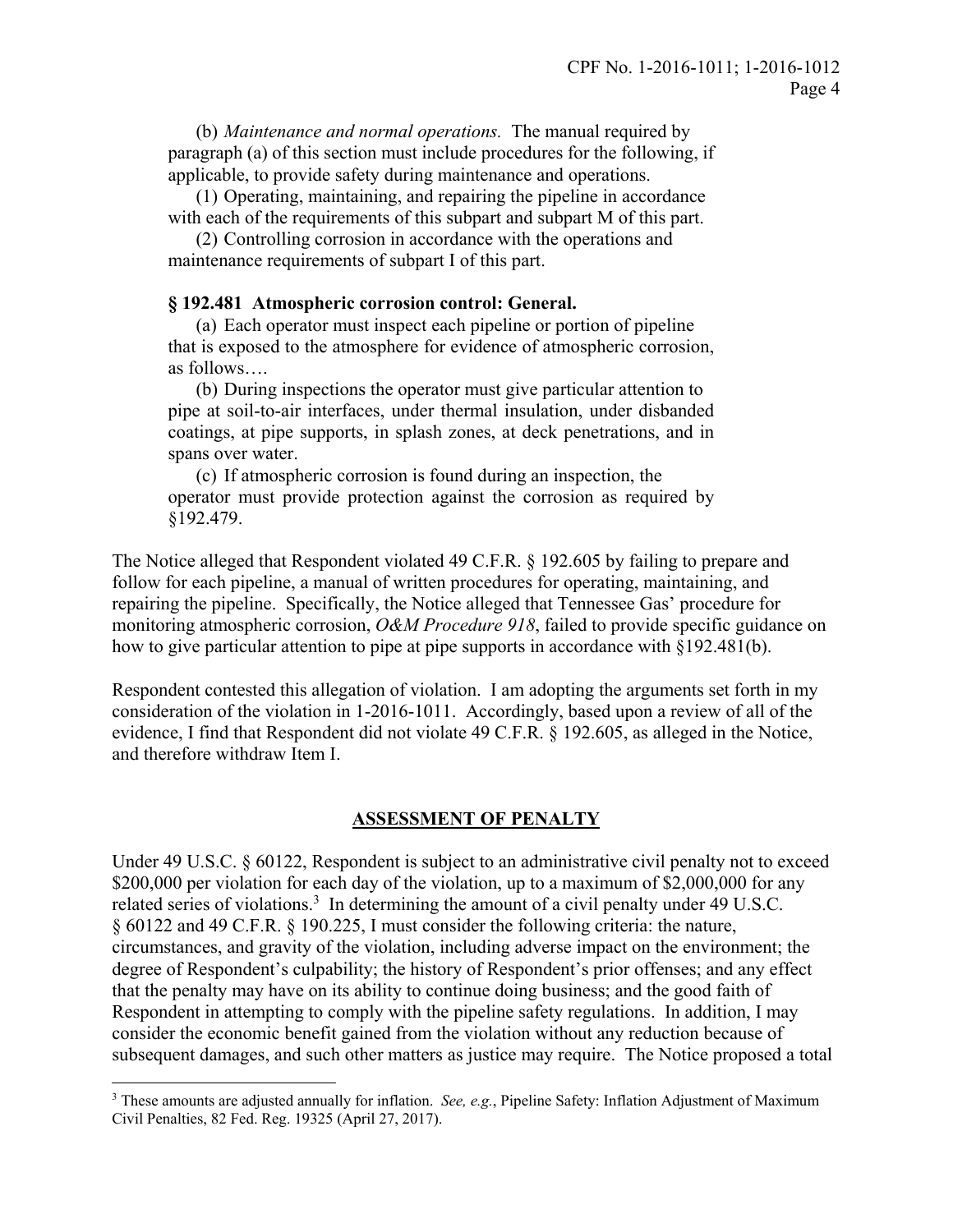(b) *Maintenance and normal operations.* The manual required by paragraph (a) of this section must include procedures for the following, if applicable, to provide safety during maintenance and operations.

(1) Operating, maintaining, and repairing the pipeline in accordance with each of the requirements of this subpart and subpart M of this part.

(2) Controlling corrosion in accordance with the operations and maintenance requirements of subpart I of this part.

**§ 192.481 Atmospheric corrosion control: General.**

(a) Each operator must inspect each pipeline or portion of pipeline that is exposed to the atmosphere for evidence of atmospheric corrosion, as follows….

(b) During inspections the operator must give particular attention to pipe at soil-to-air interfaces, under thermal insulation, under disbanded coatings, at pipe supports, in splash zones, at deck penetrations, and in spans over water.

(c) If atmospheric corrosion is found during an inspection, the operator must provide protection against the corrosion as required by §192.479.

The Notice alleged that Respondent violated 49 C.F.R. § 192.605 by failing to prepare and follow for each pipeline, a manual of written procedures for operating, maintaining, and repairing the pipeline. Specifically, the Notice alleged that Tennessee Gas' procedure for monitoring atmospheric corrosion, *O&M Procedure 918*, failed to provide specific guidance on how to give particular attention to pipe at pipe supports in accordance with §192.481(b).

Respondent contested this allegation of violation. I am adopting the arguments set forth in my consideration of the violation in 1-2016-1011. Accordingly, based upon a review of all of the evidence, I find that Respondent did not violate 49 C.F.R. § 192.605, as alleged in the Notice, and therefore withdraw Item I.

## ASSESSMENT OF PENALTY

Under 49 U.S.C. § 60122, Respondent is subject to an administrative civil penalty not to exceed \$200,000 per violation for each day of the violation, up to a maximum of \$2,000,000 for any related series of violations.[3] In determining the amount of a civil penalty under 49 U.S.C. § 60122 and 49 C.F.R. § 190.225, I must consider the following criteria: the nature, circumstances, and gravity of the violation, including adverse impact on the environment; the degree of Respondent's culpability; the history of Respondent's prior offenses; and any effect that the penalty may have on its ability to continue doing business; and the good faith of Respondent in attempting to comply with the pipeline safety regulations. In addition, I may consider the economic benefit gained from the violation without any reduction because of subsequent damages, and such other matters as justice may require. The Notice proposed a total

[3] These amounts are adjusted annually for inflation. *See, e.g.*, Pipeline Safety: Inflation Adjustment of Maximum Civil Penalties, 82 Fed. Reg. 19325 (April 27, 2017).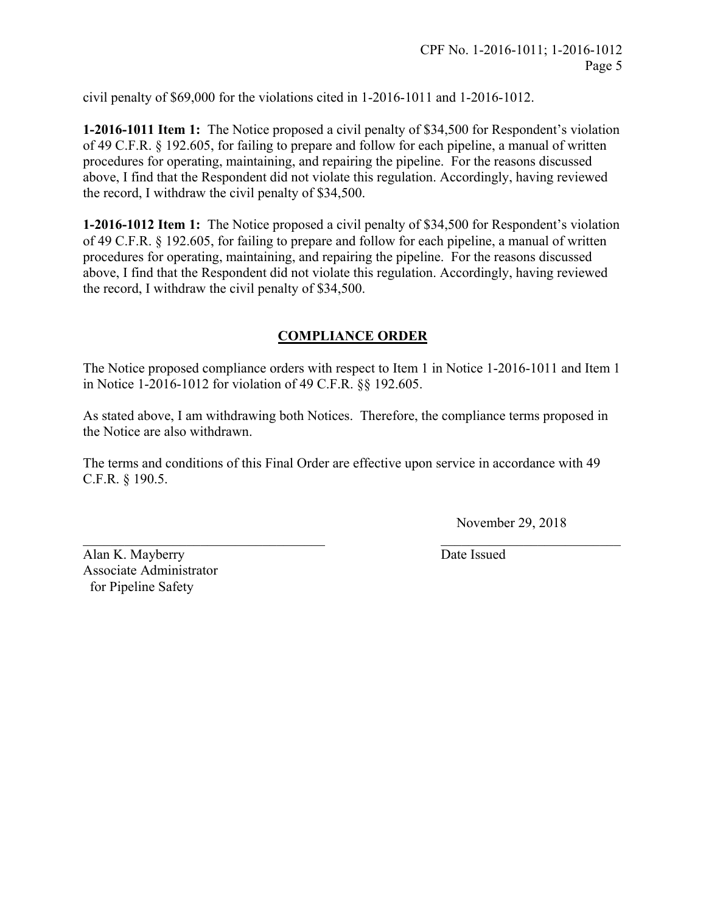civil penalty of $69,000 for the violations cited in 1-2016-1011 and 1-2016-1012.

**1-2016-1011 Item 1:** The Notice proposed a civil penalty of $34,500 for Respondent's violation of 49 C.F.R. § 192.605, for failing to prepare and follow for each pipeline, a manual of written procedures for operating, maintaining, and repairing the pipeline. For the reasons discussed above, I find that the Respondent did not violate this regulation. Accordingly, having reviewed the record, I withdraw the civil penalty of $34,500.

**1-2016-1012 Item 1:** The Notice proposed a civil penalty of $34,500 for Respondent's violation of 49 C.F.R. § 192.605, for failing to prepare and follow for each pipeline, a manual of written procedures for operating, maintaining, and repairing the pipeline. For the reasons discussed above, I find that the Respondent did not violate this regulation. Accordingly, having reviewed the record, I withdraw the civil penalty of $34,500.

## COMPLIANCE ORDER

The Notice proposed compliance orders with respect to Item 1 in Notice 1-2016-1011 and Item 1 in Notice 1-2016-1012 for violation of 49 C.F.R. §§ 192.605.

As stated above, I am withdrawing both Notices. Therefore, the compliance terms proposed in the Notice are also withdrawn.

The terms and conditions of this Final Order are effective upon service in accordance with 49 C.F.R. § 190.5.

November 29, 2018

_________________________________ &nbsp;&nbsp;&nbsp;&nbsp; _________________________

Alan K. Mayberry
Associate Administrator
for Pipeline Safety

Date Issued